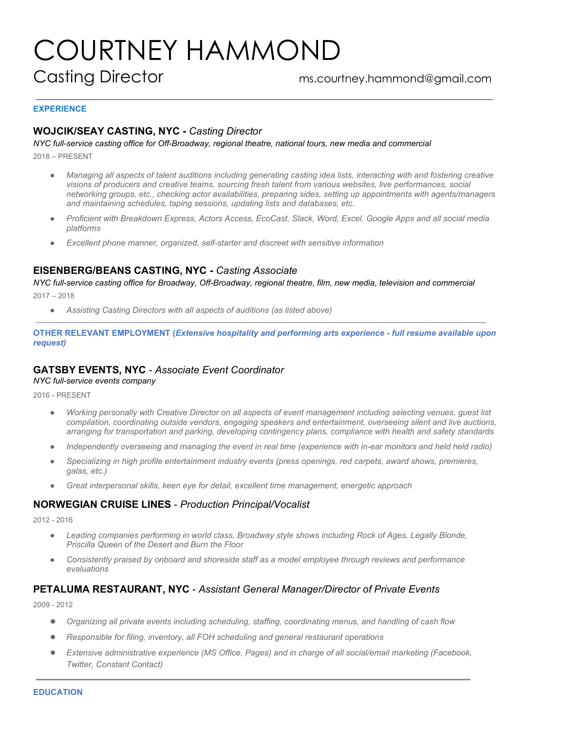# COURTNEY HAMMOND

Casting Director

ms.courtney.hammond@gmail.com

---

## EXPERIENCE

### WOJCIK/SEAY CASTING, NYC - *Casting Director*

*NYC full-service casting office for Off-Broadway, regional theatre, national tours, new media and commercial*

2018 – PRESENT

- *Managing all aspects of talent auditions including generating casting idea lists, interacting with and fostering creative visions of producers and creative teams, sourcing fresh talent from various websites, live performances, social networking groups, etc., checking actor availabilities, preparing sides, setting up appointments with agents/managers and maintaining schedules, taping sessions, updating lists and databases, etc.*
- *Proficient with Breakdown Express, Actors Access, EcoCast, Slack, Word, Excel, Google Apps and all social media platforms*
- *Excellent phone manner, organized, self-starter and discreet with sensitive information*

### EISENBERG/BEANS CASTING, NYC - *Casting Associate*

*NYC full-service casting office for Broadway, Off-Broadway, regional theatre, film, new media, television and commercial*

2017 – 2018

- *Assisting Casting Directors with all aspects of auditions (as listed above)*

---

## OTHER RELEVANT EMPLOYMENT (*Extensive hospitality and performing arts experience - full resume available upon request)*

### GATSBY EVENTS, NYC - *Associate Event Coordinator*

*NYC full-service events company*

2016 - PRESENT

- *Working personally with Creative Director on all aspects of event management including selecting venues, guest list compilation, coordinating outside vendors, engaging speakers and entertainment, overseeing silent and live auctions, arranging for transportation and parking, developing contingency plans, compliance with health and safety standards*
- *Independently overseeing and managing the event in real time (experience with in-ear monitors and held held radio)*
- *Specializing in high profile entertainment industry events (press openings, red carpets, award shows, premieres, galas, etc.)*
- *Great interpersonal skills, keen eye for detail, excellent time management, energetic approach*

### NORWEGIAN CRUISE LINES - *Production Principal/Vocalist*

2012 - 2016

- *Leading companies performing in world class, Broadway style shows including Rock of Ages, Legally Blonde, Priscilla Queen of the Desert and Burn the Floor*
- *Consistently praised by onboard and shoreside staff as a model employee through reviews and performance evaluations*

### PETALUMA RESTAURANT, NYC - *Assistant General Manager/Director of Private Events*

2009 - 2012

- *Organizing all private events including scheduling, staffing, coordinating menus, and handling of cash flow*
- *Responsible for filing, inventory, all FOH scheduling and general restaurant operations*
- *Extensive administrative experience (MS Office, Pages) and in charge of all social/email marketing (Facebook, Twitter, Constant Contact)*

---

## EDUCATION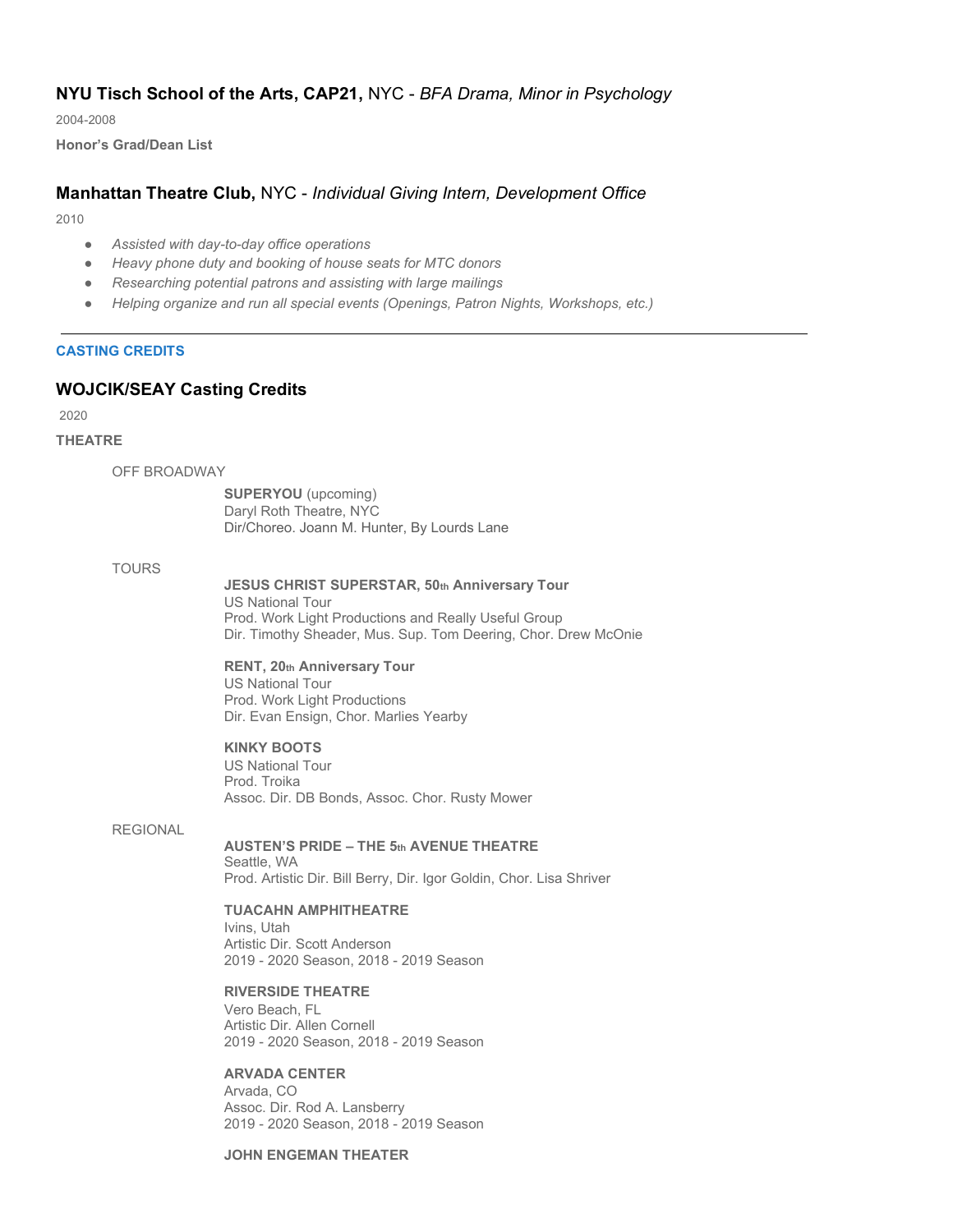### **NYU Tisch School of the Arts, CAP21,** NYC - *BFA Drama, Minor in Psychology*

2004-2008

**Honor's Grad/Dean List**

### **Manhattan Theatre Club,** NYC - *Individual Giving Intern, Development Office*

2010

- *Assisted with day-to-day office operations*
- *Heavy phone duty and booking of house seats for MTC donors*
- *Researching potential patrons and assisting with large mailings*
- *Helping organize and run all special events (Openings, Patron Nights, Workshops, etc.)*

---

**CASTING CREDITS**

### **WOJCIK/SEAY Casting Credits**

2020

**THEATRE**

OFF BROADWAY

**SUPERYOU** (upcoming)
Daryl Roth Theatre, NYC
Dir/Choreo. Joann M. Hunter, By Lourds Lane

TOURS

**JESUS CHRIST SUPERSTAR, 50th Anniversary Tour**
US National Tour
Prod. Work Light Productions and Really Useful Group
Dir. Timothy Sheader, Mus. Sup. Tom Deering, Chor. Drew McOnie

**RENT, 20th Anniversary Tour**
US National Tour
Prod. Work Light Productions
Dir. Evan Ensign, Chor. Marlies Yearby

**KINKY BOOTS**
US National Tour
Prod. Troika
Assoc. Dir. DB Bonds, Assoc. Chor. Rusty Mower

REGIONAL

**AUSTEN'S PRIDE – THE 5th AVENUE THEATRE**
Seattle, WA
Prod. Artistic Dir. Bill Berry, Dir. Igor Goldin, Chor. Lisa Shriver

**TUACAHN AMPHITHEATRE**
Ivins, Utah
Artistic Dir. Scott Anderson
2019 - 2020 Season, 2018 - 2019 Season

**RIVERSIDE THEATRE**
Vero Beach, FL
Artistic Dir. Allen Cornell
2019 - 2020 Season, 2018 - 2019 Season

**ARVADA CENTER**
Arvada, CO
Assoc. Dir. Rod A. Lansberry
2019 - 2020 Season, 2018 - 2019 Season

**JOHN ENGEMAN THEATER**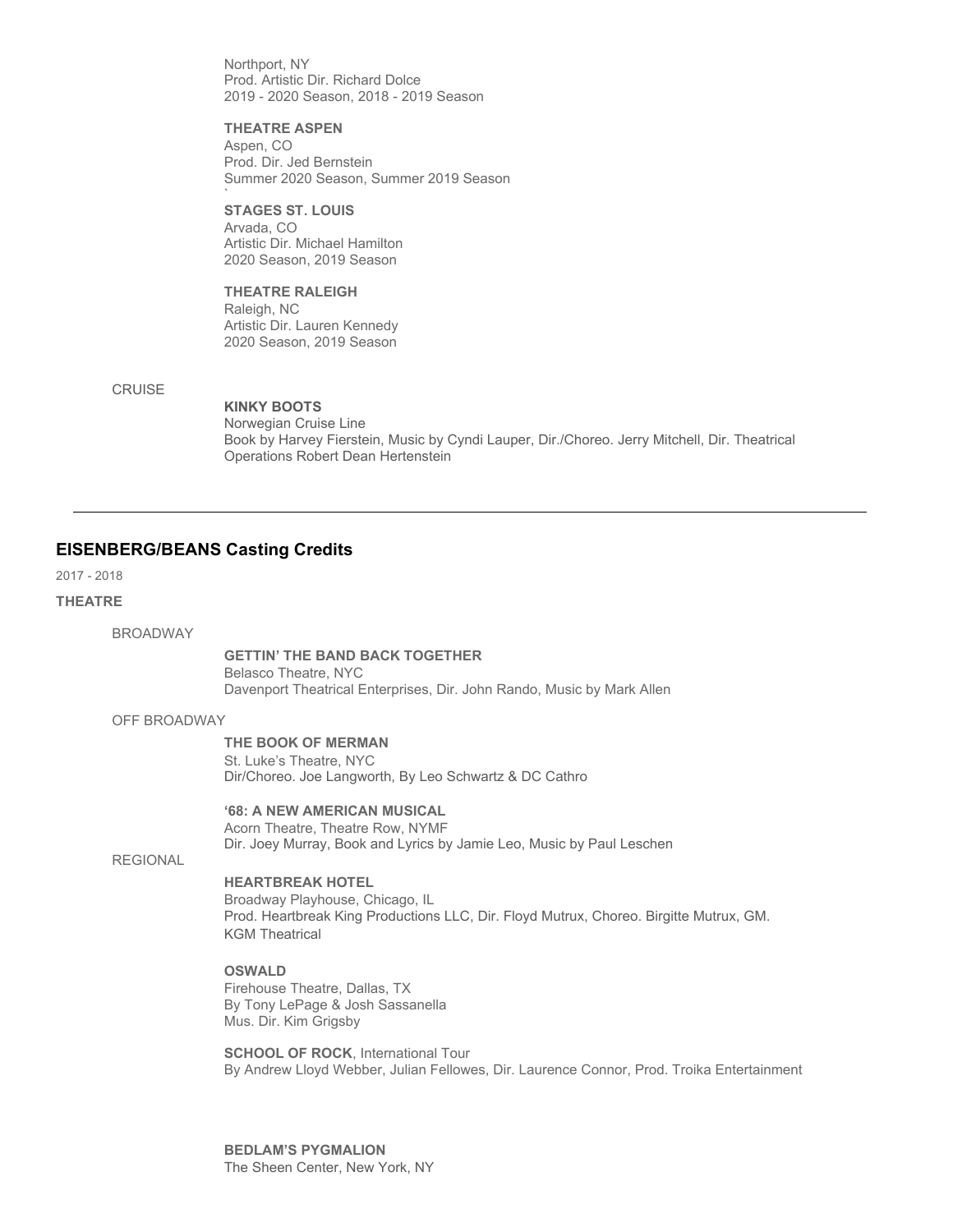Northport, NY
Prod. Artistic Dir. Richard Dolce
2019 - 2020 Season, 2018 - 2019 Season

**THEATRE ASPEN**
Aspen, CO
Prod. Dir. Jed Bernstein
Summer 2020 Season, Summer 2019 Season
`

**STAGES ST. LOUIS**
Arvada, CO
Artistic Dir. Michael Hamilton
2020 Season, 2019 Season

**THEATRE RALEIGH**
Raleigh, NC
Artistic Dir. Lauren Kennedy
2020 Season, 2019 Season

CRUISE

**KINKY BOOTS**
Norwegian Cruise Line
Book by Harvey Fierstein, Music by Cyndi Lauper, Dir./Choreo. Jerry Mitchell, Dir. Theatrical Operations Robert Dean Hertenstein

---

## EISENBERG/BEANS Casting Credits

2017 - 2018

**THEATRE**

BROADWAY

**GETTIN' THE BAND BACK TOGETHER**
Belasco Theatre, NYC
Davenport Theatrical Enterprises, Dir. John Rando, Music by Mark Allen

OFF BROADWAY

**THE BOOK OF MERMAN**
St. Luke's Theatre, NYC
Dir/Choreo. Joe Langworth, By Leo Schwartz & DC Cathro

**'68: A NEW AMERICAN MUSICAL**
Acorn Theatre, Theatre Row, NYMF
Dir. Joey Murray, Book and Lyrics by Jamie Leo, Music by Paul Leschen

REGIONAL

**HEARTBREAK HOTEL**
Broadway Playhouse, Chicago, IL
Prod. Heartbreak King Productions LLC, Dir. Floyd Mutrux, Choreo. Birgitte Mutrux, GM. KGM Theatrical

**OSWALD**
Firehouse Theatre, Dallas, TX
By Tony LePage & Josh Sassanella
Mus. Dir. Kim Grigsby

**SCHOOL OF ROCK**, International Tour
By Andrew Lloyd Webber, Julian Fellowes, Dir. Laurence Connor, Prod. Troika Entertainment

**BEDLAM'S PYGMALION**
The Sheen Center, New York, NY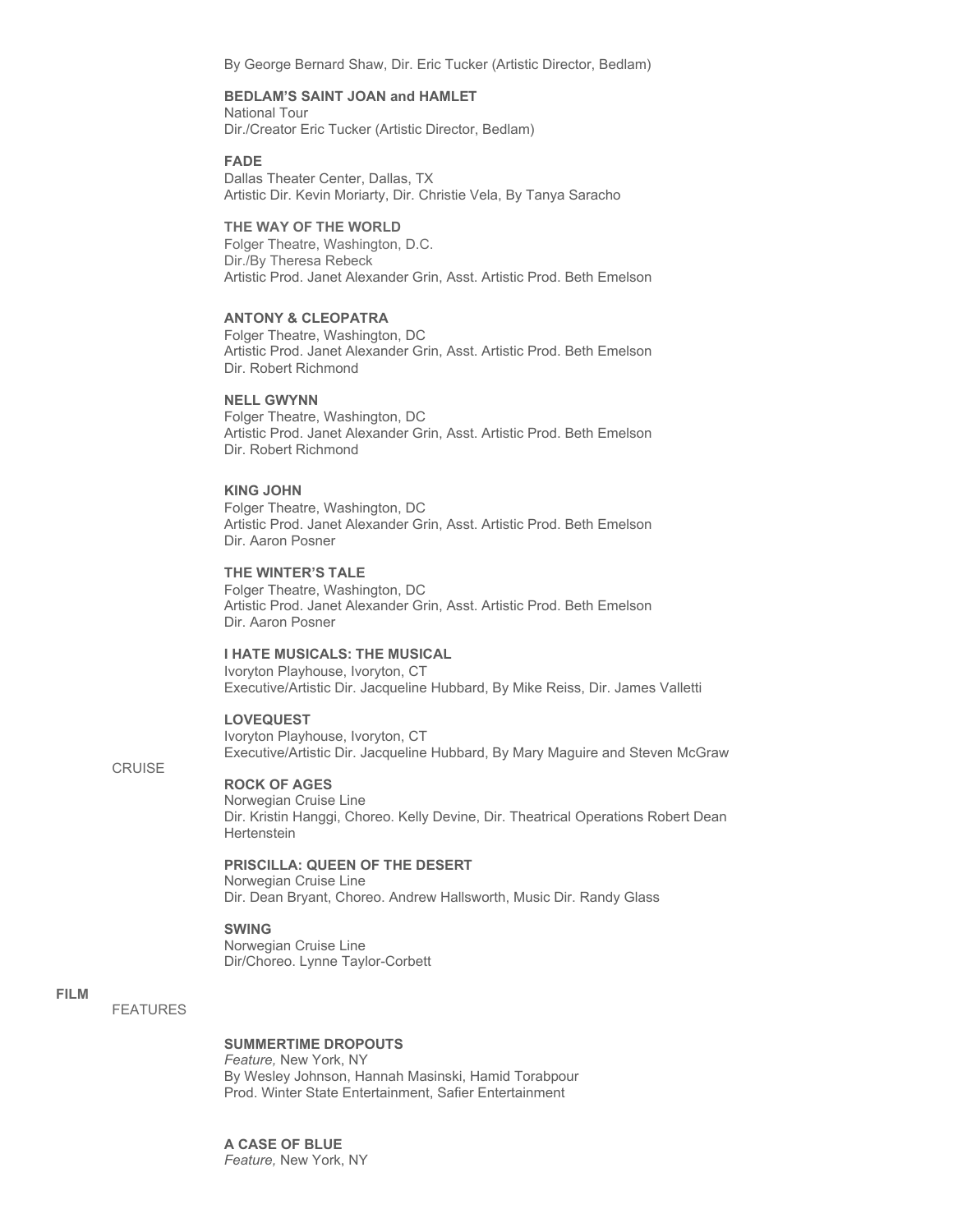By George Bernard Shaw, Dir. Eric Tucker (Artistic Director, Bedlam)

**BEDLAM'S SAINT JOAN and HAMLET**
National Tour
Dir./Creator Eric Tucker (Artistic Director, Bedlam)

**FADE**
Dallas Theater Center, Dallas, TX
Artistic Dir. Kevin Moriarty, Dir. Christie Vela, By Tanya Saracho

**THE WAY OF THE WORLD**
Folger Theatre, Washington, D.C.
Dir./By Theresa Rebeck
Artistic Prod. Janet Alexander Grin, Asst. Artistic Prod. Beth Emelson

**ANTONY & CLEOPATRA**
Folger Theatre, Washington, DC
Artistic Prod. Janet Alexander Grin, Asst. Artistic Prod. Beth Emelson
Dir. Robert Richmond

**NELL GWYNN**
Folger Theatre, Washington, DC
Artistic Prod. Janet Alexander Grin, Asst. Artistic Prod. Beth Emelson
Dir. Robert Richmond

**KING JOHN**
Folger Theatre, Washington, DC
Artistic Prod. Janet Alexander Grin, Asst. Artistic Prod. Beth Emelson
Dir. Aaron Posner

**THE WINTER'S TALE**
Folger Theatre, Washington, DC
Artistic Prod. Janet Alexander Grin, Asst. Artistic Prod. Beth Emelson
Dir. Aaron Posner

**I HATE MUSICALS: THE MUSICAL**
Ivoryton Playhouse, Ivoryton, CT
Executive/Artistic Dir. Jacqueline Hubbard, By Mike Reiss, Dir. James Valletti

**LOVEQUEST**
Ivoryton Playhouse, Ivoryton, CT
Executive/Artistic Dir. Jacqueline Hubbard, By Mary Maguire and Steven McGraw

CRUISE

**ROCK OF AGES**
Norwegian Cruise Line
Dir. Kristin Hanggi, Choreo. Kelly Devine, Dir. Theatrical Operations Robert Dean Hertenstein

**PRISCILLA: QUEEN OF THE DESERT**
Norwegian Cruise Line
Dir. Dean Bryant, Choreo. Andrew Hallsworth, Music Dir. Randy Glass

**SWING**
Norwegian Cruise Line
Dir/Choreo. Lynne Taylor-Corbett

**FILM**

FEATURES

**SUMMERTIME DROPOUTS**
*Feature,* New York, NY
By Wesley Johnson, Hannah Masinski, Hamid Torabpour
Prod. Winter State Entertainment, Safier Entertainment

**A CASE OF BLUE**
*Feature,* New York, NY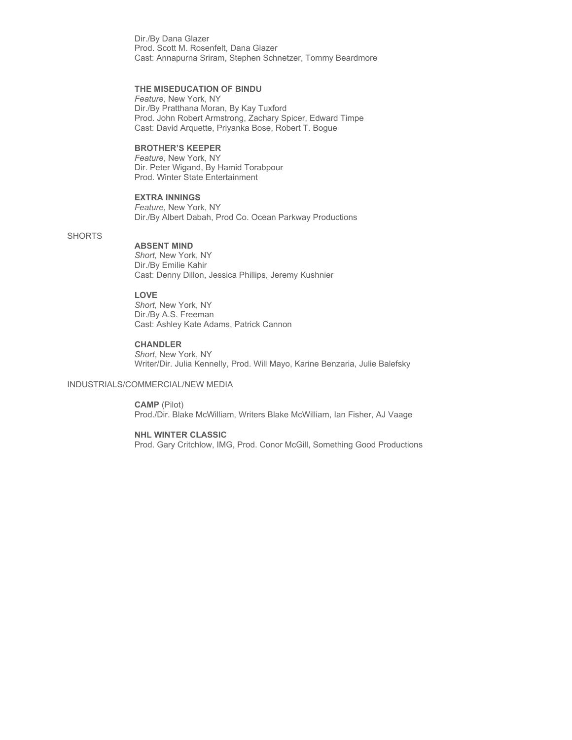Dir./By Dana Glazer
Prod. Scott M. Rosenfelt, Dana Glazer
Cast: Annapurna Sriram, Stephen Schnetzer, Tommy Beardmore

**THE MISEDUCATION OF BINDU**
*Feature,* New York, NY
Dir./By Pratthana Moran, By Kay Tuxford
Prod. John Robert Armstrong, Zachary Spicer, Edward Timpe
Cast: David Arquette, Priyanka Bose, Robert T. Bogue

**BROTHER'S KEEPER**
*Feature,* New York, NY
Dir. Peter Wigand, By Hamid Torabpour
Prod. Winter State Entertainment

**EXTRA INNINGS**
*Feature*, New York, NY
Dir./By Albert Dabah, Prod Co. Ocean Parkway Productions

SHORTS

**ABSENT MIND**
*Short,* New York, NY
Dir./By Emilie Kahir
Cast: Denny Dillon, Jessica Phillips, Jeremy Kushnier

**LOVE**
*Short,* New York, NY
Dir./By A.S. Freeman
Cast: Ashley Kate Adams, Patrick Cannon

**CHANDLER**
*Short*, New York, NY
Writer/Dir. Julia Kennelly, Prod. Will Mayo, Karine Benzaria, Julie Balefsky

INDUSTRIALS/COMMERCIAL/NEW MEDIA

**CAMP** (Pilot)
Prod./Dir. Blake McWilliam, Writers Blake McWilliam, Ian Fisher, AJ Vaage

**NHL WINTER CLASSIC**
Prod. Gary Critchlow, IMG, Prod. Conor McGill, Something Good Productions